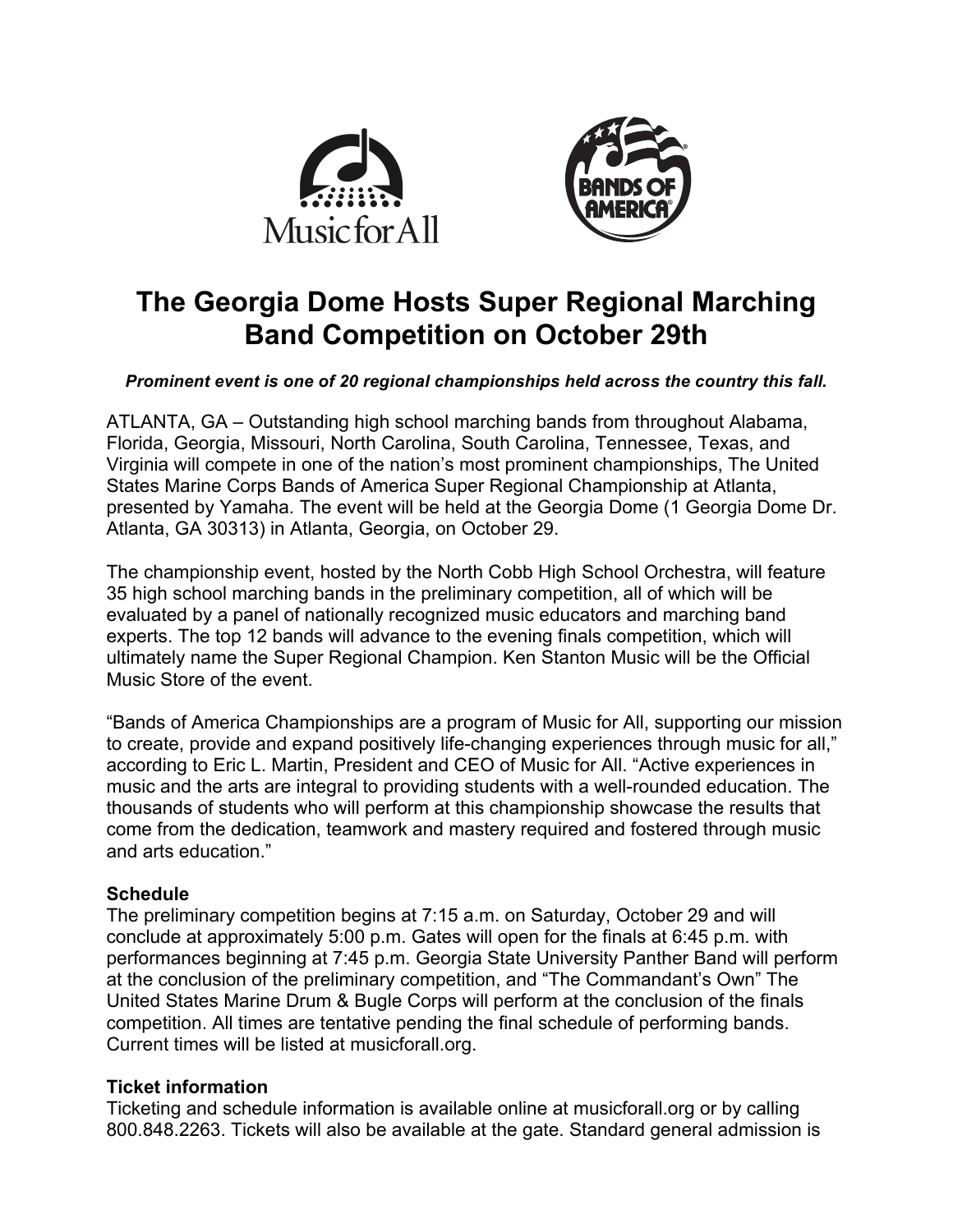# The Georgia Dome Hosts Super Regional Marching Band Competition on October 29th

***Prominent event is one of 20 regional championships held across the country this fall.***

ATLANTA, GA – Outstanding high school marching bands from throughout Alabama, Florida, Georgia, Missouri, North Carolina, South Carolina, Tennessee, Texas, and Virginia will compete in one of the nation's most prominent championships, The United States Marine Corps Bands of America Super Regional Championship at Atlanta, presented by Yamaha. The event will be held at the Georgia Dome (1 Georgia Dome Dr. Atlanta, GA 30313) in Atlanta, Georgia, on October 29.

The championship event, hosted by the North Cobb High School Orchestra, will feature 35 high school marching bands in the preliminary competition, all of which will be evaluated by a panel of nationally recognized music educators and marching band experts. The top 12 bands will advance to the evening finals competition, which will ultimately name the Super Regional Champion. Ken Stanton Music will be the Official Music Store of the event.

"Bands of America Championships are a program of Music for All, supporting our mission to create, provide and expand positively life-changing experiences through music for all," according to Eric L. Martin, President and CEO of Music for All. "Active experiences in music and the arts are integral to providing students with a well-rounded education. The thousands of students who will perform at this championship showcase the results that come from the dedication, teamwork and mastery required and fostered through music and arts education."

**Schedule**

The preliminary competition begins at 7:15 a.m. on Saturday, October 29 and will conclude at approximately 5:00 p.m. Gates will open for the finals at 6:45 p.m. with performances beginning at 7:45 p.m. Georgia State University Panther Band will perform at the conclusion of the preliminary competition, and "The Commandant's Own" The United States Marine Drum & Bugle Corps will perform at the conclusion of the finals competition. All times are tentative pending the final schedule of performing bands. Current times will be listed at musicforall.org.

**Ticket information**

Ticketing and schedule information is available online at musicforall.org or by calling 800.848.2263. Tickets will also be available at the gate. Standard general admission is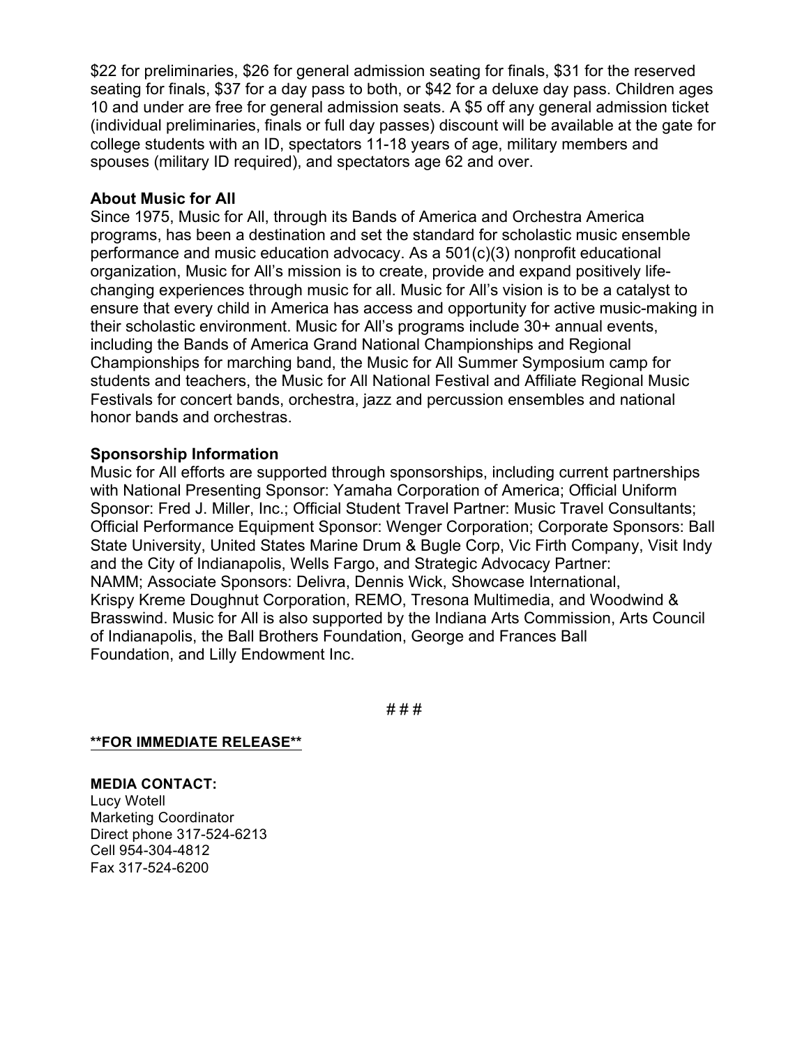$22 for preliminaries, $26 for general admission seating for finals, $31 for the reserved seating for finals, $37 for a day pass to both, or $42 for a deluxe day pass. Children ages 10 and under are free for general admission seats. A $5 off any general admission ticket (individual preliminaries, finals or full day passes) discount will be available at the gate for college students with an ID, spectators 11-18 years of age, military members and spouses (military ID required), and spectators age 62 and over.

**About Music for All**

Since 1975, Music for All, through its Bands of America and Orchestra America programs, has been a destination and set the standard for scholastic music ensemble performance and music education advocacy. As a 501(c)(3) nonprofit educational organization, Music for All's mission is to create, provide and expand positively life-changing experiences through music for all. Music for All's vision is to be a catalyst to ensure that every child in America has access and opportunity for active music-making in their scholastic environment. Music for All's programs include 30+ annual events, including the Bands of America Grand National Championships and Regional Championships for marching band, the Music for All Summer Symposium camp for students and teachers, the Music for All National Festival and Affiliate Regional Music Festivals for concert bands, orchestra, jazz and percussion ensembles and national honor bands and orchestras.

**Sponsorship Information**

Music for All efforts are supported through sponsorships, including current partnerships with National Presenting Sponsor: Yamaha Corporation of America; Official Uniform Sponsor: Fred J. Miller, Inc.; Official Student Travel Partner: Music Travel Consultants; Official Performance Equipment Sponsor: Wenger Corporation; Corporate Sponsors: Ball State University, United States Marine Drum & Bugle Corp, Vic Firth Company, Visit Indy and the City of Indianapolis, Wells Fargo, and Strategic Advocacy Partner: NAMM; Associate Sponsors: Delivra, Dennis Wick, Showcase International, Krispy Kreme Doughnut Corporation, REMO, Tresona Multimedia, and Woodwind & Brasswind. Music for All is also supported by the Indiana Arts Commission, Arts Council of Indianapolis, the Ball Brothers Foundation, George and Frances Ball Foundation, and Lilly Endowment Inc.

# # #

**__**FOR IMMEDIATE RELEASE**__**

**MEDIA CONTACT:**
Lucy Wotell
Marketing Coordinator
Direct phone 317-524-6213
Cell 954-304-4812
Fax 317-524-6200